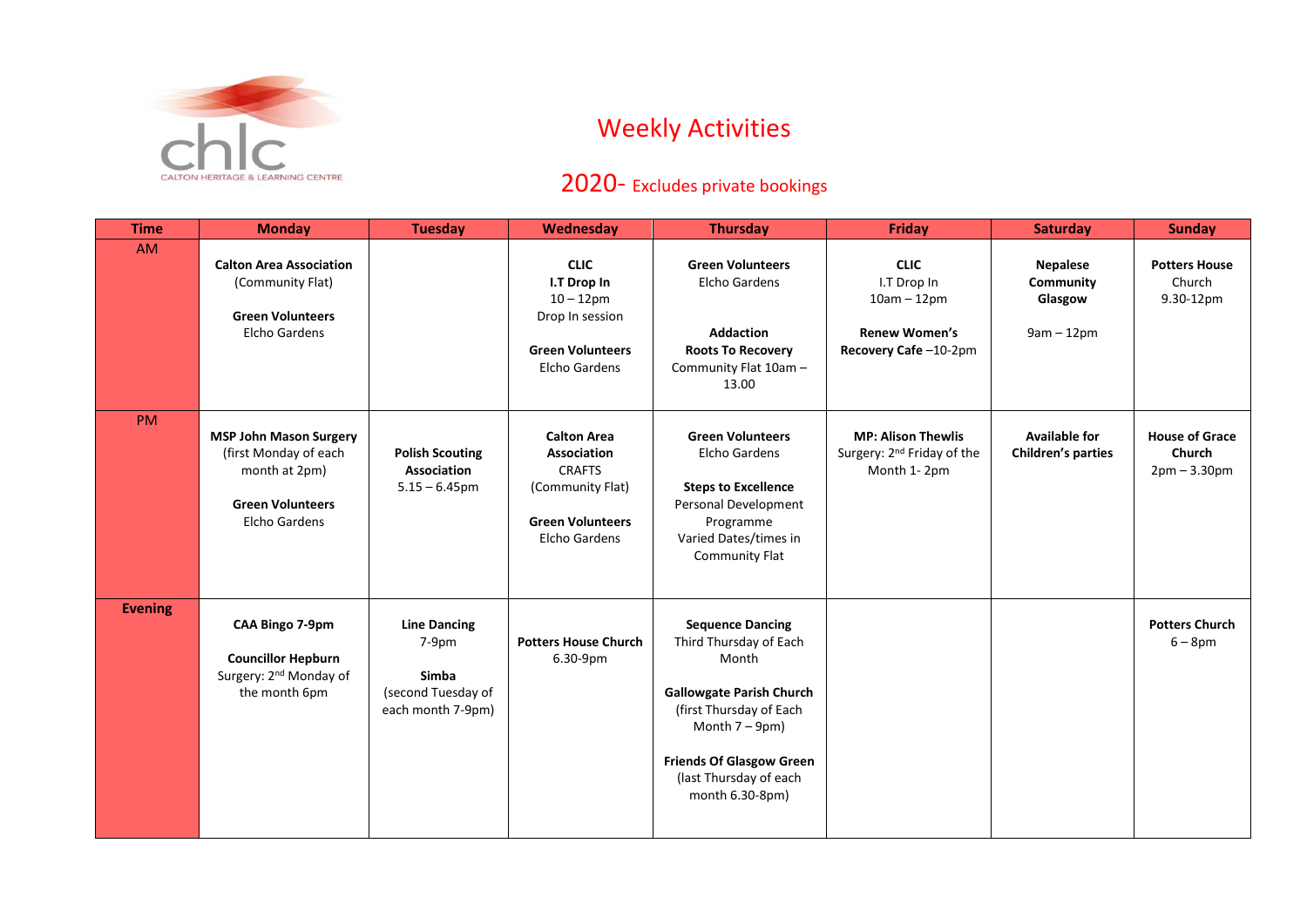chlc
CALTON HERITAGE & LEARNING CENTRE

# Weekly Activities

## 2020- Excludes private bookings

| Time | Monday | Tuesday | Wednesday | Thursday | Friday | Saturday | Sunday |
|---|---|---|---|---|---|---|---|
| AM | **Calton Area Association** (Community Flat)<br><br>**Green Volunteers** Elcho Gardens | | **CLIC** **I.T Drop In** 10 – 12pm Drop In session<br><br>**Green Volunteers** Elcho Gardens | **Green Volunteers** Elcho Gardens<br><br>**Addaction** **Roots To Recovery** Community Flat 10am – 13.00 | **CLIC** I.T Drop In 10am – 12pm<br><br>**Renew Women's Recovery Cafe** –10-2pm | **Nepalese Community Glasgow**<br><br>9am – 12pm | **Potters House** Church 9.30-12pm |
| PM | **MSP John Mason Surgery** (first Monday of each month at 2pm)<br><br>**Green Volunteers** Elcho Gardens | **Polish Scouting Association** 5.15 – 6.45pm | **Calton Area Association** CRAFTS (Community Flat)<br><br>**Green Volunteers** Elcho Gardens | **Green Volunteers** Elcho Gardens<br><br>**Steps to Excellence** Personal Development Programme Varied Dates/times in Community Flat | **MP: Alison Thewlis** Surgery: 2nd Friday of the Month 1- 2pm | **Available for Children's parties** | **House of Grace Church** 2pm – 3.30pm |
| **Evening** | **CAA Bingo 7-9pm**<br><br>**Councillor Hepburn** Surgery: 2nd Monday of the month 6pm | **Line Dancing** 7-9pm<br><br>**Simba** (second Tuesday of each month 7-9pm) | **Potters House Church** 6.30-9pm | **Sequence Dancing** Third Thursday of Each Month<br><br>**Gallowgate Parish Church** (first Thursday of Each Month 7 – 9pm)<br><br>**Friends Of Glasgow Green** (last Thursday of each month 6.30-8pm) | | | **Potters Church** 6 – 8pm |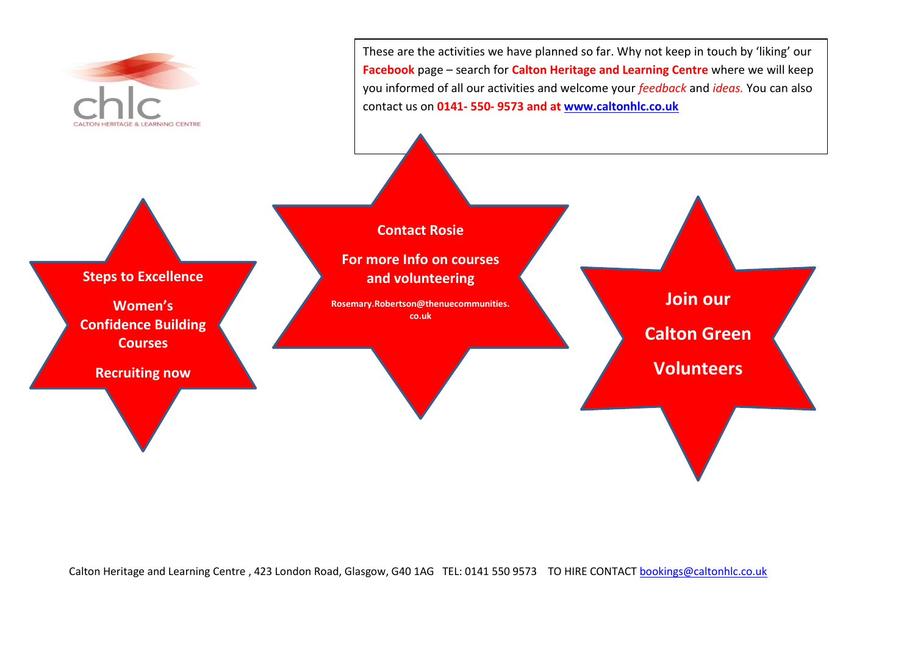chlc

CALTON HERITAGE & LEARNING CENTRE

These are the activities we have planned so far. Why not keep in touch by 'liking' our **Facebook** page – search for **Calton Heritage and Learning Centre** where we will keep you informed of all our activities and welcome your *feedback* and *ideas.* You can also contact us on **0141- 550- 9573 and at** [www.caltonhlc.co.uk](http://www.caltonhlc.co.uk)

**Steps to Excellence**

**Women's Confidence Building Courses**

**Recruiting now**

**Contact Rosie**

**For more Info on courses and volunteering**

**Rosemary.Robertson@thenuecommunities.co.uk**

**Join our**

**Calton Green**

**Volunteers**

Calton Heritage and Learning Centre , 423 London Road, Glasgow, G40 1AG TEL: 0141 550 9573 TO HIRE CONTACT [bookings@caltonhlc.co.uk](mailto:bookings@caltonhlc.co.uk)